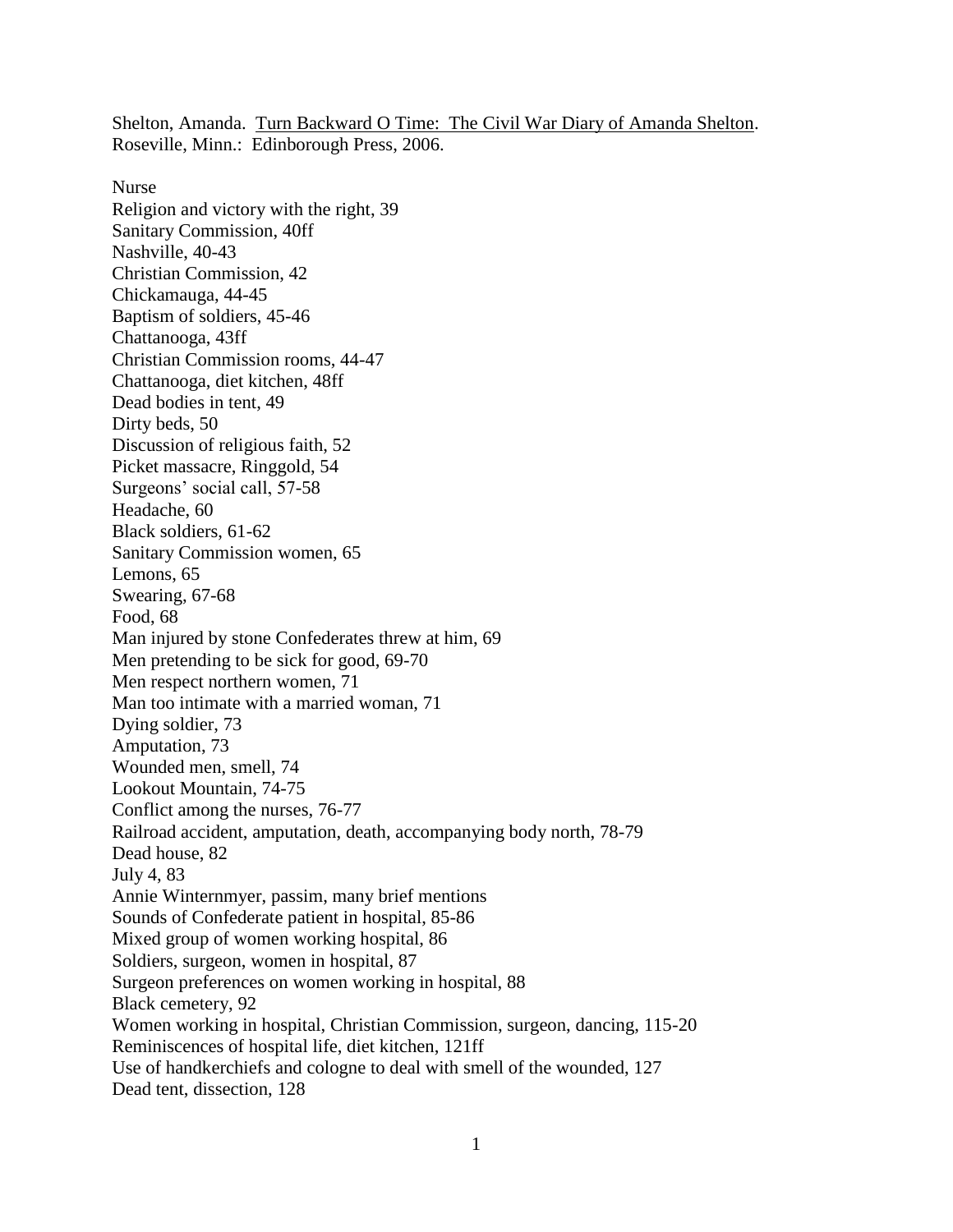Shelton, Amanda. Turn Backward O Time: The Civil War Diary of Amanda Shelton. Roseville, Minn.: Edinborough Press, 2006.

Nurse
Religion and victory with the right, 39
Sanitary Commission, 40ff
Nashville, 40-43
Christian Commission, 42
Chickamauga, 44-45
Baptism of soldiers, 45-46
Chattanooga, 43ff
Christian Commission rooms, 44-47
Chattanooga, diet kitchen, 48ff
Dead bodies in tent, 49
Dirty beds, 50
Discussion of religious faith, 52
Picket massacre, Ringgold, 54
Surgeons' social call, 57-58
Headache, 60
Black soldiers, 61-62
Sanitary Commission women, 65
Lemons, 65
Swearing, 67-68
Food, 68
Man injured by stone Confederates threw at him, 69
Men pretending to be sick for good, 69-70
Men respect northern women, 71
Man too intimate with a married woman, 71
Dying soldier, 73
Amputation, 73
Wounded men, smell, 74
Lookout Mountain, 74-75
Conflict among the nurses, 76-77
Railroad accident, amputation, death, accompanying body north, 78-79
Dead house, 82
July 4, 83
Annie Winternmyer, passim, many brief mentions
Sounds of Confederate patient in hospital, 85-86
Mixed group of women working hospital, 86
Soldiers, surgeon, women in hospital, 87
Surgeon preferences on women working in hospital, 88
Black cemetery, 92
Women working in hospital, Christian Commission, surgeon, dancing, 115-20
Reminiscences of hospital life, diet kitchen, 121ff
Use of handkerchiefs and cologne to deal with smell of the wounded, 127
Dead tent, dissection, 128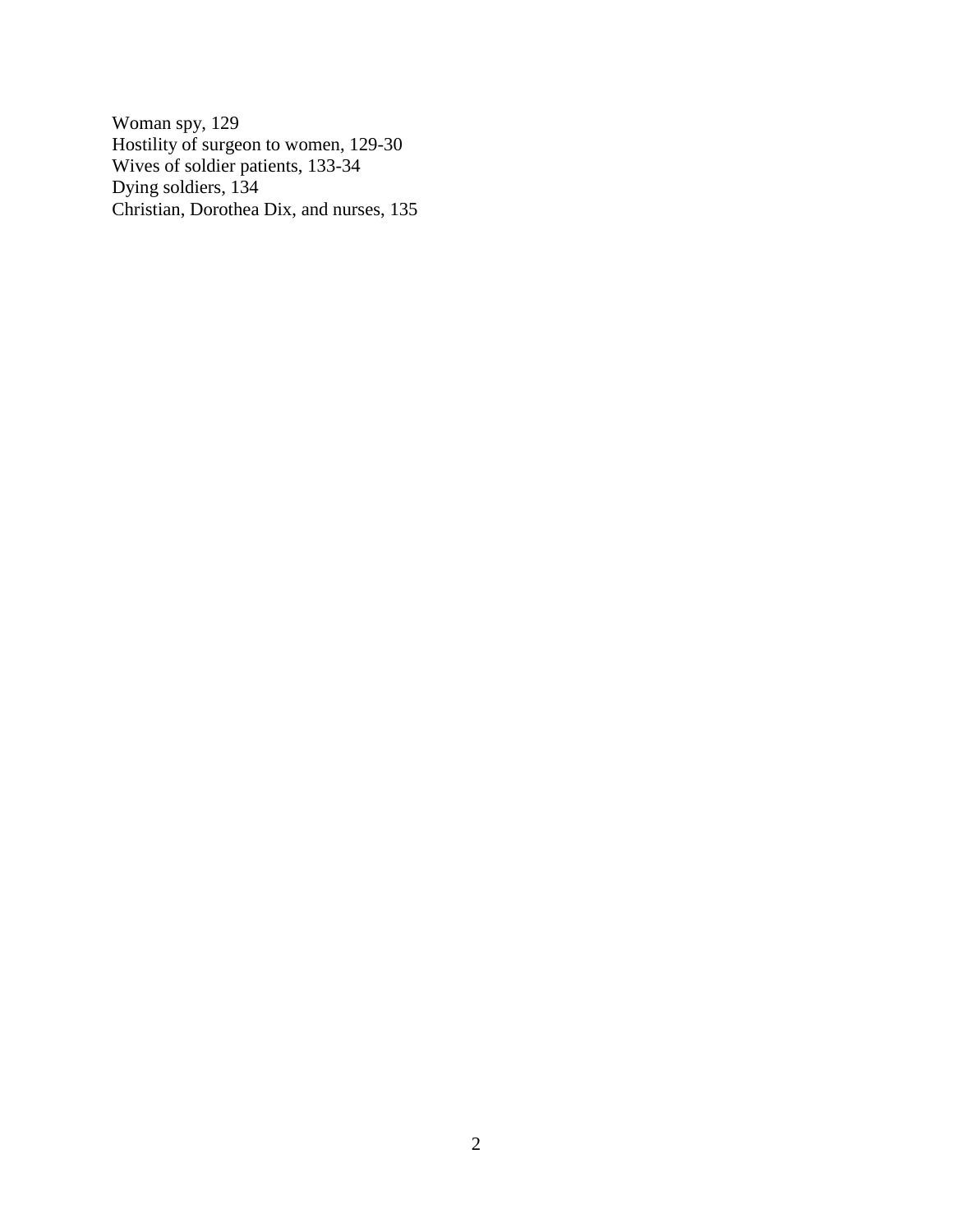Woman spy, 129
Hostility of surgeon to women, 129-30
Wives of soldier patients, 133-34
Dying soldiers, 134
Christian, Dorothea Dix, and nurses, 135